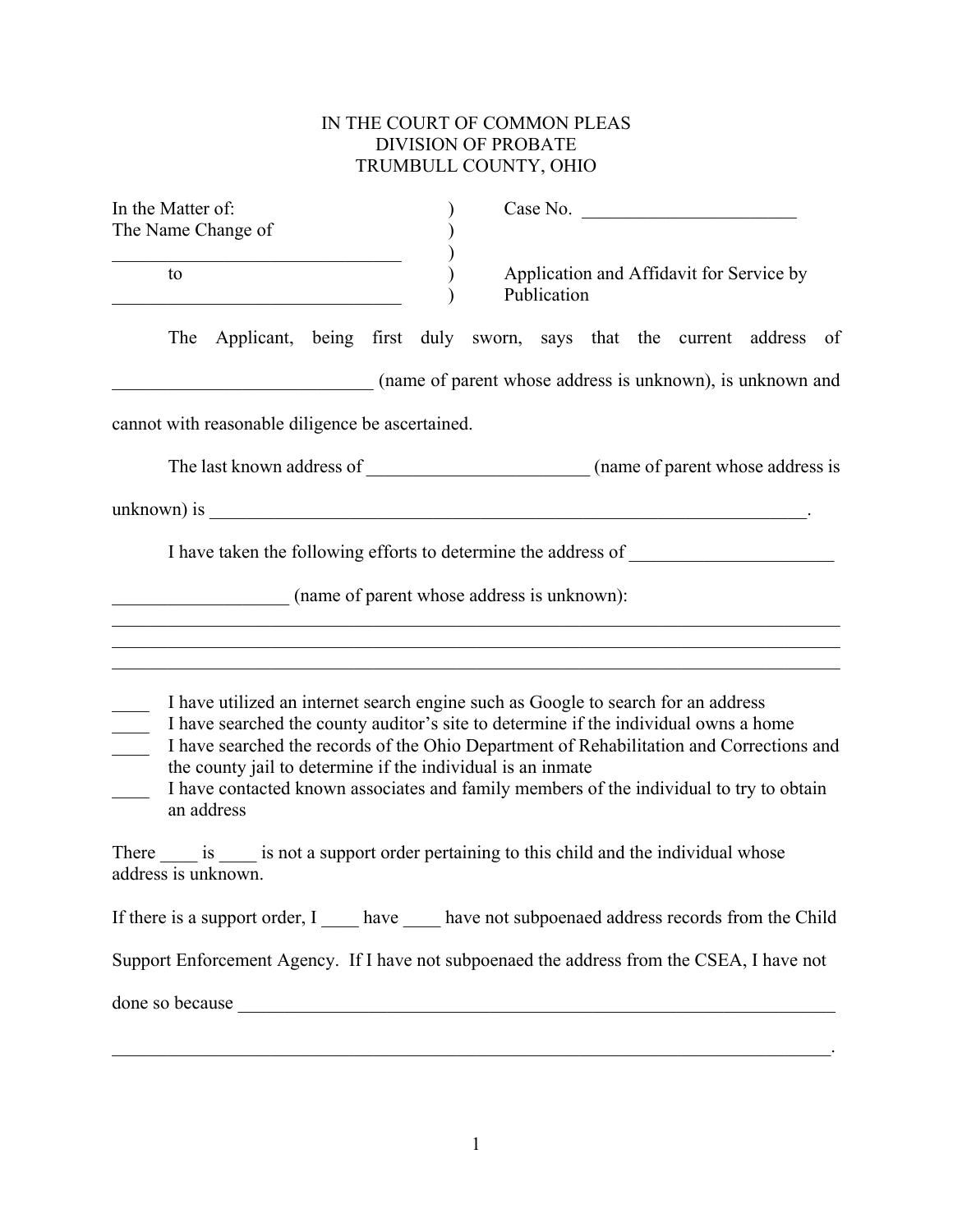IN THE COURT OF COMMON PLEAS
DIVISION OF PROBATE
TRUMBULL COUNTY, OHIO

| | | |
|---|---|---|
| In the Matter of: | ) | Case No. _______________________ |
| The Name Change of | ) | |
| ______________________________ | ) | |
| to | ) | Application and Affidavit for Service by |
| ______________________________ | ) | Publication |

The Applicant, being first duly sworn, says that the current address of ___________________________ (name of parent whose address is unknown), is unknown and cannot with reasonable diligence be ascertained.

The last known address of _______________________ (name of parent whose address is unknown) is _________________________________________________________________.

I have taken the following efforts to determine the address of _____________________ __________________ (name of parent whose address is unknown):
_____________________________________________________________________________
_____________________________________________________________________________
_____________________________________________________________________________

____ I have utilized an internet search engine such as Google to search for an address
____ I have searched the county auditor's site to determine if the individual owns a home
____ I have searched the records of the Ohio Department of Rehabilitation and Corrections and the county jail to determine if the individual is an inmate
____ I have contacted known associates and family members of the individual to try to obtain an address

There ____ is ____ is not a support order pertaining to this child and the individual whose address is unknown.

If there is a support order, I ____ have ____ have not subpoenaed address records from the Child Support Enforcement Agency. If I have not subpoenaed the address from the CSEA, I have not done so because _____________________________________________________________________
_____________________________________________________________________________.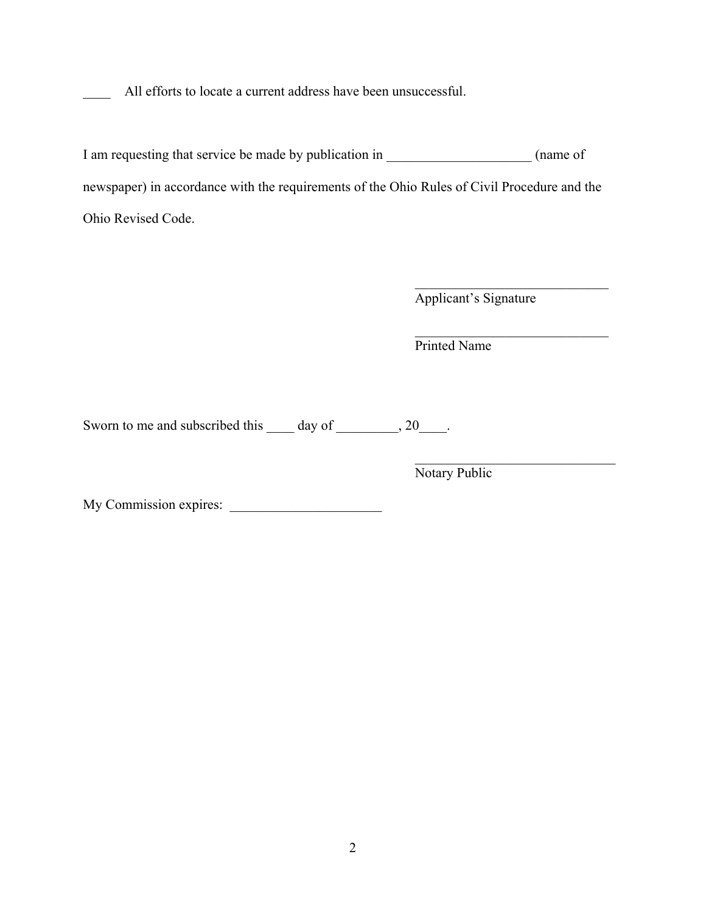____ All efforts to locate a current address have been unsuccessful.

I am requesting that service be made by publication in _____________________ (name of newspaper) in accordance with the requirements of the Ohio Rules of Civil Procedure and the Ohio Revised Code.

_____________________________
Applicant's Signature

_____________________________
Printed Name

Sworn to me and subscribed this ____ day of _________, 20____.

______________________________
Notary Public

My Commission expires: ______________________